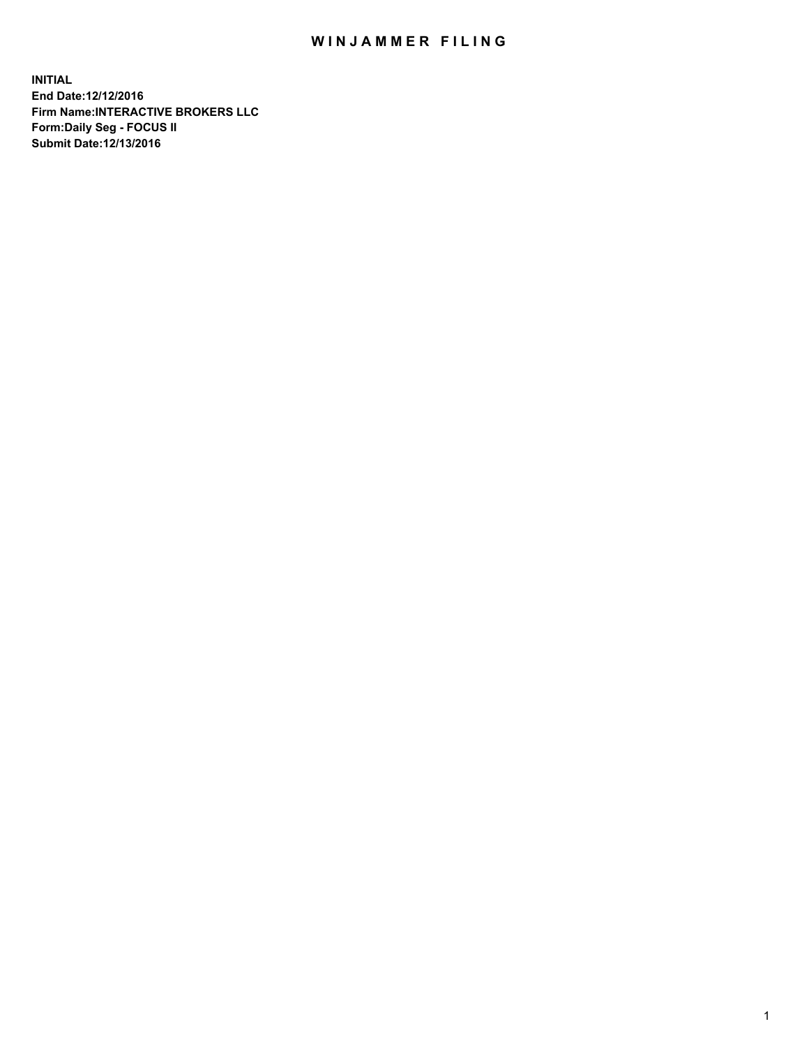# WINJAMMER FILING

**INITIAL**
**End Date:12/12/2016**
**Firm Name:INTERACTIVE BROKERS LLC**
**Form:Daily Seg - FOCUS II**
**Submit Date:12/13/2016**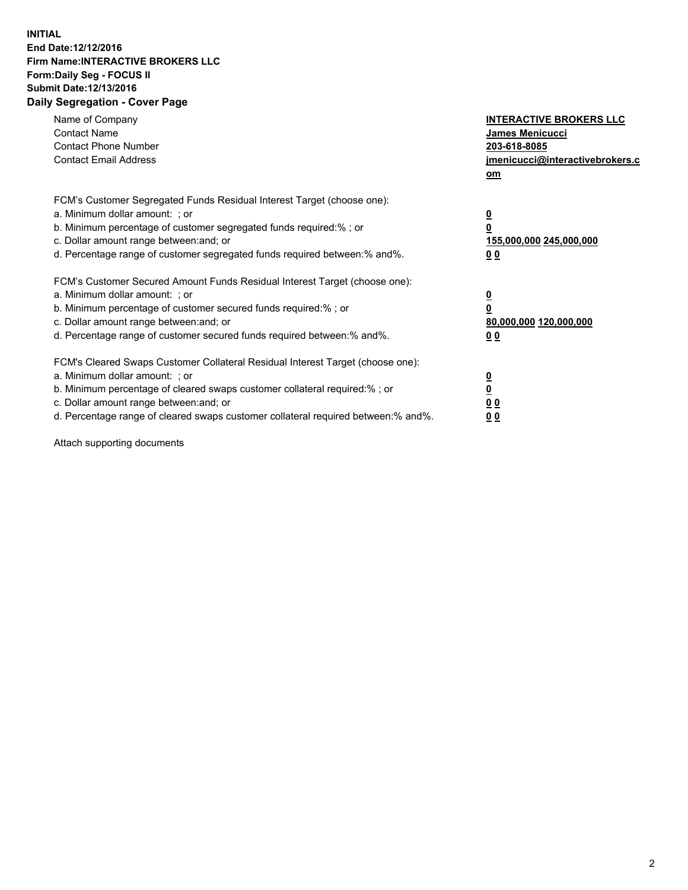**INITIAL**
**End Date:12/12/2016**
**Firm Name:INTERACTIVE BROKERS LLC**
**Form:Daily Seg - FOCUS II**
**Submit Date:12/13/2016**
**Daily Segregation - Cover Page**

| | |
|---|---|
| Name of Company | **INTERACTIVE BROKERS LLC** |
| Contact Name | **James Menicucci** |
| Contact Phone Number | **203-618-8085** |
| Contact Email Address | **jmenicucci@interactivebrokers.com** |

FCM's Customer Segregated Funds Residual Interest Target (choose one):

| | |
|---|---|
| a. Minimum dollar amount: ; or | **0** |
| b. Minimum percentage of customer segregated funds required:% ; or | **0** |
| c. Dollar amount range between:and; or | **155,000,000 245,000,000** |
| d. Percentage range of customer segregated funds required between:% and%. | **0 0** |

FCM's Customer Secured Amount Funds Residual Interest Target (choose one):

| | |
|---|---|
| a. Minimum dollar amount: ; or | **0** |
| b. Minimum percentage of customer secured funds required:% ; or | **0** |
| c. Dollar amount range between:and; or | **80,000,000 120,000,000** |
| d. Percentage range of customer secured funds required between:% and%. | **0 0** |

FCM's Cleared Swaps Customer Collateral Residual Interest Target (choose one):

| | |
|---|---|
| a. Minimum dollar amount: ; or | **0** |
| b. Minimum percentage of cleared swaps customer collateral required:% ; or | **0** |
| c. Dollar amount range between:and; or | **0 0** |
| d. Percentage range of cleared swaps customer collateral required between:% and%. | **0 0** |

Attach supporting documents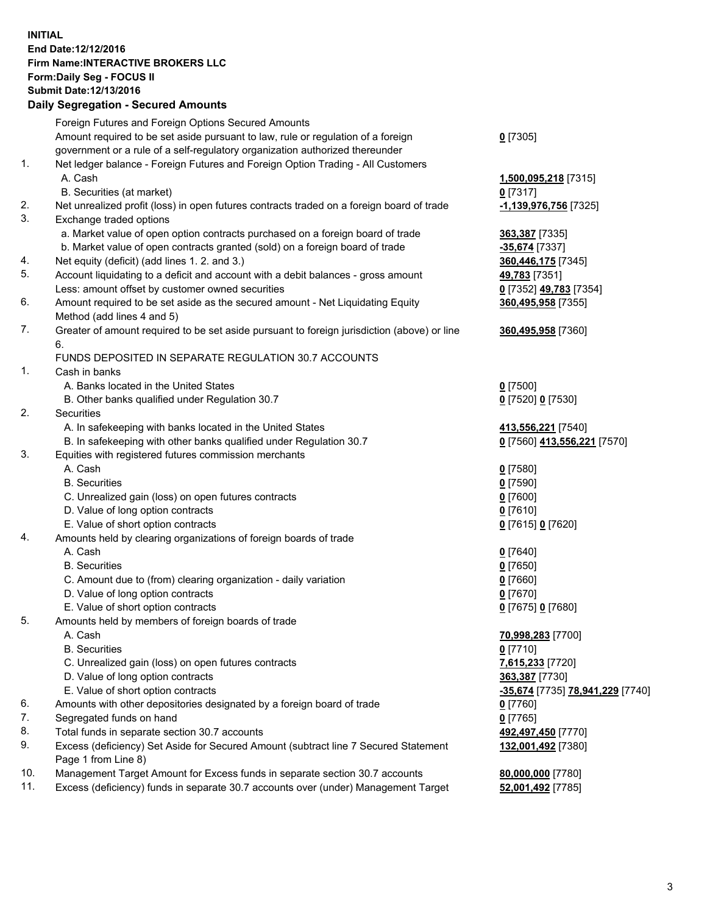**INITIAL**
**End Date:12/12/2016**
**Firm Name:INTERACTIVE BROKERS LLC**
**Form:Daily Seg - FOCUS II**
**Submit Date:12/13/2016**
**Daily Segregation - Secured Amounts**

| | | |
|---|---|---|
| | Foreign Futures and Foreign Options Secured Amounts | |
| | Amount required to be set aside pursuant to law, rule or regulation of a foreign government or a rule of a self-regulatory organization authorized thereunder | **0** [7305] |
| 1. | Net ledger balance - Foreign Futures and Foreign Option Trading - All Customers | |
| | A. Cash | **1,500,095,218** [7315] |
| | B. Securities (at market) | **0** [7317] |
| 2. | Net unrealized profit (loss) in open futures contracts traded on a foreign board of trade | **-1,139,976,756** [7325] |
| 3. | Exchange traded options | |
| | a. Market value of open option contracts purchased on a foreign board of trade | **363,387** [7335] |
| | b. Market value of open contracts granted (sold) on a foreign board of trade | **-35,674** [7337] |
| 4. | Net equity (deficit) (add lines 1. 2. and 3.) | **360,446,175** [7345] |
| 5. | Account liquidating to a deficit and account with a debit balances - gross amount | **49,783** [7351] |
| | Less: amount offset by customer owned securities | **0** [7352] **49,783** [7354] |
| 6. | Amount required to be set aside as the secured amount - Net Liquidating Equity Method (add lines 4 and 5) | **360,495,958** [7355] |
| 7. | Greater of amount required to be set aside pursuant to foreign jurisdiction (above) or line 6. | **360,495,958** [7360] |
| | FUNDS DEPOSITED IN SEPARATE REGULATION 30.7 ACCOUNTS | |
| 1. | Cash in banks | |
| | A. Banks located in the United States | **0** [7500] |
| | B. Other banks qualified under Regulation 30.7 | **0** [7520] **0** [7530] |
| 2. | Securities | |
| | A. In safekeeping with banks located in the United States | **413,556,221** [7540] |
| | B. In safekeeping with other banks qualified under Regulation 30.7 | **0** [7560] **413,556,221** [7570] |
| 3. | Equities with registered futures commission merchants | |
| | A. Cash | **0** [7580] |
| | B. Securities | **0** [7590] |
| | C. Unrealized gain (loss) on open futures contracts | **0** [7600] |
| | D. Value of long option contracts | **0** [7610] |
| | E. Value of short option contracts | **0** [7615] **0** [7620] |
| 4. | Amounts held by clearing organizations of foreign boards of trade | |
| | A. Cash | **0** [7640] |
| | B. Securities | **0** [7650] |
| | C. Amount due to (from) clearing organization - daily variation | **0** [7660] |
| | D. Value of long option contracts | **0** [7670] |
| | E. Value of short option contracts | **0** [7675] **0** [7680] |
| 5. | Amounts held by members of foreign boards of trade | |
| | A. Cash | **70,998,283** [7700] |
| | B. Securities | **0** [7710] |
| | C. Unrealized gain (loss) on open futures contracts | **7,615,233** [7720] |
| | D. Value of long option contracts | **363,387** [7730] |
| | E. Value of short option contracts | **-35,674** [7735] **78,941,229** [7740] |
| 6. | Amounts with other depositories designated by a foreign board of trade | **0** [7760] |
| 7. | Segregated funds on hand | **0** [7765] |
| 8. | Total funds in separate section 30.7 accounts | **492,497,450** [7770] |
| 9. | Excess (deficiency) Set Aside for Secured Amount (subtract line 7 Secured Statement Page 1 from Line 8) | **132,001,492** [7380] |
| 10. | Management Target Amount for Excess funds in separate section 30.7 accounts | **80,000,000** [7780] |
| 11. | Excess (deficiency) funds in separate 30.7 accounts over (under) Management Target | **52,001,492** [7785] |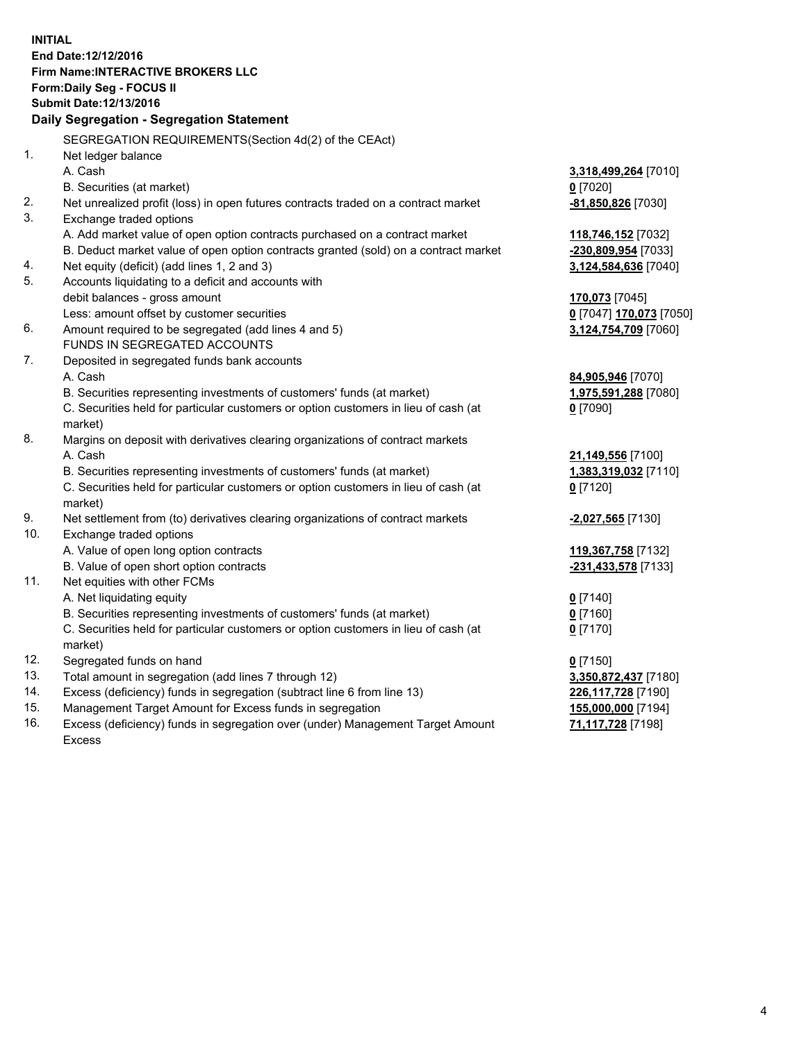**INITIAL**
**End Date:12/12/2016**
**Firm Name:INTERACTIVE BROKERS LLC**
**Form:Daily Seg - FOCUS II**
**Submit Date:12/13/2016**
**Daily Segregation - Segregation Statement**

| | | |
|---|---|---|
| | SEGREGATION REQUIREMENTS(Section 4d(2) of the CEAct) | |
| 1. | Net ledger balance | |
| | A. Cash | **3,318,499,264** [7010] |
| | B. Securities (at market) | **0** [7020] |
| 2. | Net unrealized profit (loss) in open futures contracts traded on a contract market | **-81,850,826** [7030] |
| 3. | Exchange traded options | |
| | A. Add market value of open option contracts purchased on a contract market | **118,746,152** [7032] |
| | B. Deduct market value of open option contracts granted (sold) on a contract market | **-230,809,954** [7033] |
| 4. | Net equity (deficit) (add lines 1, 2 and 3) | **3,124,584,636** [7040] |
| 5. | Accounts liquidating to a deficit and accounts with debit balances - gross amount | **170,073** [7045] |
| | Less: amount offset by customer securities | **0** [7047] **170,073** [7050] |
| 6. | Amount required to be segregated (add lines 4 and 5) | **3,124,754,709** [7060] |
| | FUNDS IN SEGREGATED ACCOUNTS | |
| 7. | Deposited in segregated funds bank accounts | |
| | A. Cash | **84,905,946** [7070] |
| | B. Securities representing investments of customers' funds (at market) | **1,975,591,288** [7080] |
| | C. Securities held for particular customers or option customers in lieu of cash (at market) | **0** [7090] |
| 8. | Margins on deposit with derivatives clearing organizations of contract markets | |
| | A. Cash | **21,149,556** [7100] |
| | B. Securities representing investments of customers' funds (at market) | **1,383,319,032** [7110] |
| | C. Securities held for particular customers or option customers in lieu of cash (at market) | **0** [7120] |
| 9. | Net settlement from (to) derivatives clearing organizations of contract markets | **-2,027,565** [7130] |
| 10. | Exchange traded options | |
| | A. Value of open long option contracts | **119,367,758** [7132] |
| | B. Value of open short option contracts | **-231,433,578** [7133] |
| 11. | Net equities with other FCMs | |
| | A. Net liquidating equity | **0** [7140] |
| | B. Securities representing investments of customers' funds (at market) | **0** [7160] |
| | C. Securities held for particular customers or option customers in lieu of cash (at market) | **0** [7170] |
| 12. | Segregated funds on hand | **0** [7150] |
| 13. | Total amount in segregation (add lines 7 through 12) | **3,350,872,437** [7180] |
| 14. | Excess (deficiency) funds in segregation (subtract line 6 from line 13) | **226,117,728** [7190] |
| 15. | Management Target Amount for Excess funds in segregation | **155,000,000** [7194] |
| 16. | Excess (deficiency) funds in segregation over (under) Management Target Amount Excess | **71,117,728** [7198] |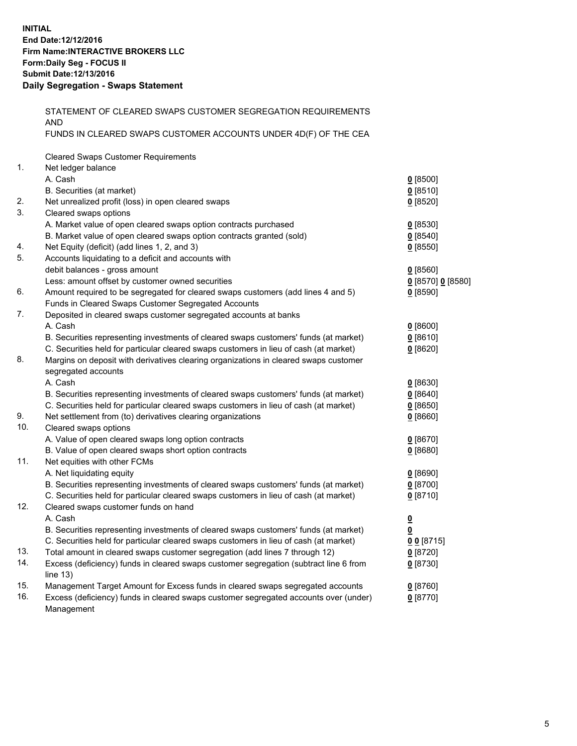**INITIAL**
**End Date:12/12/2016**
**Firm Name:INTERACTIVE BROKERS LLC**
**Form:Daily Seg - FOCUS II**
**Submit Date:12/13/2016**
**Daily Segregation - Swaps Statement**

STATEMENT OF CLEARED SWAPS CUSTOMER SEGREGATION REQUIREMENTS AND FUNDS IN CLEARED SWAPS CUSTOMER ACCOUNTS UNDER 4D(F) OF THE CEA

| | | |
|---|---|---|
| | Cleared Swaps Customer Requirements | |
| 1. | Net ledger balance | |
| | A. Cash | 0 [8500] |
| | B. Securities (at market) | 0 [8510] |
| 2. | Net unrealized profit (loss) in open cleared swaps | 0 [8520] |
| 3. | Cleared swaps options | |
| | A. Market value of open cleared swaps option contracts purchased | 0 [8530] |
| | B. Market value of open cleared swaps option contracts granted (sold) | 0 [8540] |
| 4. | Net Equity (deficit) (add lines 1, 2, and 3) | 0 [8550] |
| 5. | Accounts liquidating to a deficit and accounts with debit balances - gross amount | 0 [8560] |
| | Less: amount offset by customer owned securities | 0 [8570] 0 [8580] |
| 6. | Amount required to be segregated for cleared swaps customers (add lines 4 and 5) | 0 [8590] |
| | Funds in Cleared Swaps Customer Segregated Accounts | |
| 7. | Deposited in cleared swaps customer segregated accounts at banks | |
| | A. Cash | 0 [8600] |
| | B. Securities representing investments of cleared swaps customers' funds (at market) | 0 [8610] |
| | C. Securities held for particular cleared swaps customers in lieu of cash (at market) | 0 [8620] |
| 8. | Margins on deposit with derivatives clearing organizations in cleared swaps customer segregated accounts | |
| | A. Cash | 0 [8630] |
| | B. Securities representing investments of cleared swaps customers' funds (at market) | 0 [8640] |
| | C. Securities held for particular cleared swaps customers in lieu of cash (at market) | 0 [8650] |
| 9. | Net settlement from (to) derivatives clearing organizations | 0 [8660] |
| 10. | Cleared swaps options | |
| | A. Value of open cleared swaps long option contracts | 0 [8670] |
| | B. Value of open cleared swaps short option contracts | 0 [8680] |
| 11. | Net equities with other FCMs | |
| | A. Net liquidating equity | 0 [8690] |
| | B. Securities representing investments of cleared swaps customers' funds (at market) | 0 [8700] |
| | C. Securities held for particular cleared swaps customers in lieu of cash (at market) | 0 [8710] |
| 12. | Cleared swaps customer funds on hand | |
| | A. Cash | 0 |
| | B. Securities representing investments of cleared swaps customers' funds (at market) | 0 |
| | C. Securities held for particular cleared swaps customers in lieu of cash (at market) | 0 0 [8715] |
| 13. | Total amount in cleared swaps customer segregation (add lines 7 through 12) | 0 [8720] |
| 14. | Excess (deficiency) funds in cleared swaps customer segregation (subtract line 6 from line 13) | 0 [8730] |
| 15. | Management Target Amount for Excess funds in cleared swaps segregated accounts | 0 [8760] |
| 16. | Excess (deficiency) funds in cleared swaps customer segregated accounts over (under) Management | 0 [8770] |